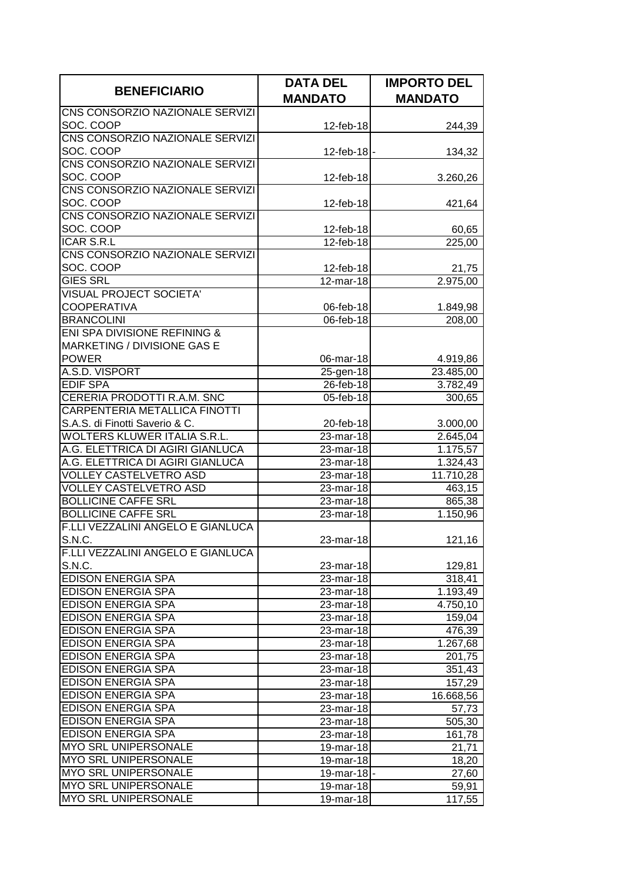| BENEFICIARIO | DATA DEL MANDATO | IMPORTO DEL MANDATO |
|---|---|---|
| CNS CONSORZIO NAZIONALE SERVIZI SOC. COOP | 12-feb-18 | 244,39 |
| CNS CONSORZIO NAZIONALE SERVIZI SOC. COOP | 12-feb-18 | - 134,32 |
| CNS CONSORZIO NAZIONALE SERVIZI SOC. COOP | 12-feb-18 | 3.260,26 |
| CNS CONSORZIO NAZIONALE SERVIZI SOC. COOP | 12-feb-18 | 421,64 |
| CNS CONSORZIO NAZIONALE SERVIZI SOC. COOP | 12-feb-18 | 60,65 |
| ICAR S.R.L | 12-feb-18 | 225,00 |
| CNS CONSORZIO NAZIONALE SERVIZI SOC. COOP | 12-feb-18 | 21,75 |
| GIES SRL | 12-mar-18 | 2.975,00 |
| VISUAL PROJECT SOCIETA' COOPERATIVA | 06-feb-18 | 1.849,98 |
| BRANCOLINI | 06-feb-18 | 208,00 |
| ENI SPA DIVISIONE REFINING & MARKETING / DIVISIONE GAS E POWER | 06-mar-18 | 4.919,86 |
| A.S.D. VISPORT | 25-gen-18 | 23.485,00 |
| EDIF SPA | 26-feb-18 | 3.782,49 |
| CERERIA PRODOTTI R.A.M. SNC | 05-feb-18 | 300,65 |
| CARPENTERIA METALLICA FINOTTI S.A.S. di Finotti Saverio & C. | 20-feb-18 | 3.000,00 |
| WOLTERS KLUWER ITALIA S.R.L. | 23-mar-18 | 2.645,04 |
| A.G. ELETTRICA DI AGIRI GIANLUCA | 23-mar-18 | 1.175,57 |
| A.G. ELETTRICA DI AGIRI GIANLUCA | 23-mar-18 | 1.324,43 |
| VOLLEY CASTELVETRO ASD | 23-mar-18 | 11.710,28 |
| VOLLEY CASTELVETRO ASD | 23-mar-18 | 463,15 |
| BOLLICINE CAFFE SRL | 23-mar-18 | 865,38 |
| BOLLICINE CAFFE SRL | 23-mar-18 | 1.150,96 |
| F.LLI VEZZALINI ANGELO E GIANLUCA S.N.C. | 23-mar-18 | 121,16 |
| F.LLI VEZZALINI ANGELO E GIANLUCA S.N.C. | 23-mar-18 | 129,81 |
| EDISON ENERGIA SPA | 23-mar-18 | 318,41 |
| EDISON ENERGIA SPA | 23-mar-18 | 1.193,49 |
| EDISON ENERGIA SPA | 23-mar-18 | 4.750,10 |
| EDISON ENERGIA SPA | 23-mar-18 | 159,04 |
| EDISON ENERGIA SPA | 23-mar-18 | 476,39 |
| EDISON ENERGIA SPA | 23-mar-18 | 1.267,68 |
| EDISON ENERGIA SPA | 23-mar-18 | 201,75 |
| EDISON ENERGIA SPA | 23-mar-18 | 351,43 |
| EDISON ENERGIA SPA | 23-mar-18 | 157,29 |
| EDISON ENERGIA SPA | 23-mar-18 | 16.668,56 |
| EDISON ENERGIA SPA | 23-mar-18 | 57,73 |
| EDISON ENERGIA SPA | 23-mar-18 | 505,30 |
| EDISON ENERGIA SPA | 23-mar-18 | 161,78 |
| MYO SRL UNIPERSONALE | 19-mar-18 | 21,71 |
| MYO SRL UNIPERSONALE | 19-mar-18 | 18,20 |
| MYO SRL UNIPERSONALE | 19-mar-18 | - 27,60 |
| MYO SRL UNIPERSONALE | 19-mar-18 | 59,91 |
| MYO SRL UNIPERSONALE | 19-mar-18 | 117,55 |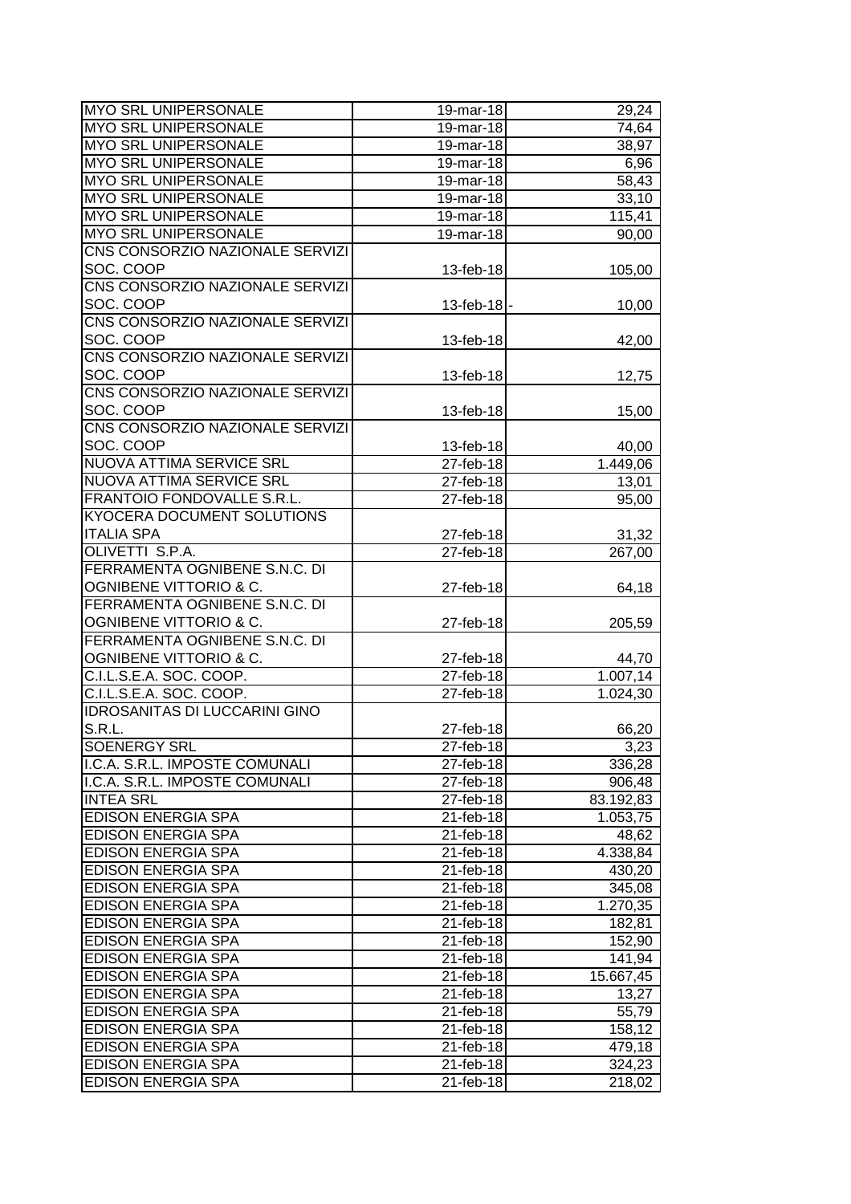| | | |
|---|---|---|
| MYO SRL UNIPERSONALE | 19-mar-18 | 29,24 |
| MYO SRL UNIPERSONALE | 19-mar-18 | 74,64 |
| MYO SRL UNIPERSONALE | 19-mar-18 | 38,97 |
| MYO SRL UNIPERSONALE | 19-mar-18 | 6,96 |
| MYO SRL UNIPERSONALE | 19-mar-18 | 58,43 |
| MYO SRL UNIPERSONALE | 19-mar-18 | 33,10 |
| MYO SRL UNIPERSONALE | 19-mar-18 | 115,41 |
| MYO SRL UNIPERSONALE | 19-mar-18 | 90,00 |
| CNS CONSORZIO NAZIONALE SERVIZI SOC. COOP | 13-feb-18 | 105,00 |
| CNS CONSORZIO NAZIONALE SERVIZI SOC. COOP | 13-feb-18 | - 10,00 |
| CNS CONSORZIO NAZIONALE SERVIZI SOC. COOP | 13-feb-18 | 42,00 |
| CNS CONSORZIO NAZIONALE SERVIZI SOC. COOP | 13-feb-18 | 12,75 |
| CNS CONSORZIO NAZIONALE SERVIZI SOC. COOP | 13-feb-18 | 15,00 |
| CNS CONSORZIO NAZIONALE SERVIZI SOC. COOP | 13-feb-18 | 40,00 |
| NUOVA ATTIMA SERVICE SRL | 27-feb-18 | 1.449,06 |
| NUOVA ATTIMA SERVICE SRL | 27-feb-18 | 13,01 |
| FRANTOIO FONDOVALLE S.R.L. | 27-feb-18 | 95,00 |
| KYOCERA DOCUMENT SOLUTIONS ITALIA SPA | 27-feb-18 | 31,32 |
| OLIVETTI S.P.A. | 27-feb-18 | 267,00 |
| FERRAMENTA OGNIBENE S.N.C. DI OGNIBENE VITTORIO & C. | 27-feb-18 | 64,18 |
| FERRAMENTA OGNIBENE S.N.C. DI OGNIBENE VITTORIO & C. | 27-feb-18 | 205,59 |
| FERRAMENTA OGNIBENE S.N.C. DI OGNIBENE VITTORIO & C. | 27-feb-18 | 44,70 |
| C.I.L.S.E.A. SOC. COOP. | 27-feb-18 | 1.007,14 |
| C.I.L.S.E.A. SOC. COOP. | 27-feb-18 | 1.024,30 |
| IDROSANITAS DI LUCCARINI GINO S.R.L. | 27-feb-18 | 66,20 |
| SOENERGY SRL | 27-feb-18 | 3,23 |
| I.C.A. S.R.L. IMPOSTE COMUNALI | 27-feb-18 | 336,28 |
| I.C.A. S.R.L. IMPOSTE COMUNALI | 27-feb-18 | 906,48 |
| INTEA SRL | 27-feb-18 | 83.192,83 |
| EDISON ENERGIA SPA | 21-feb-18 | 1.053,75 |
| EDISON ENERGIA SPA | 21-feb-18 | 48,62 |
| EDISON ENERGIA SPA | 21-feb-18 | 4.338,84 |
| EDISON ENERGIA SPA | 21-feb-18 | 430,20 |
| EDISON ENERGIA SPA | 21-feb-18 | 345,08 |
| EDISON ENERGIA SPA | 21-feb-18 | 1.270,35 |
| EDISON ENERGIA SPA | 21-feb-18 | 182,81 |
| EDISON ENERGIA SPA | 21-feb-18 | 152,90 |
| EDISON ENERGIA SPA | 21-feb-18 | 141,94 |
| EDISON ENERGIA SPA | 21-feb-18 | 15.667,45 |
| EDISON ENERGIA SPA | 21-feb-18 | 13,27 |
| EDISON ENERGIA SPA | 21-feb-18 | 55,79 |
| EDISON ENERGIA SPA | 21-feb-18 | 158,12 |
| EDISON ENERGIA SPA | 21-feb-18 | 479,18 |
| EDISON ENERGIA SPA | 21-feb-18 | 324,23 |
| EDISON ENERGIA SPA | 21-feb-18 | 218,02 |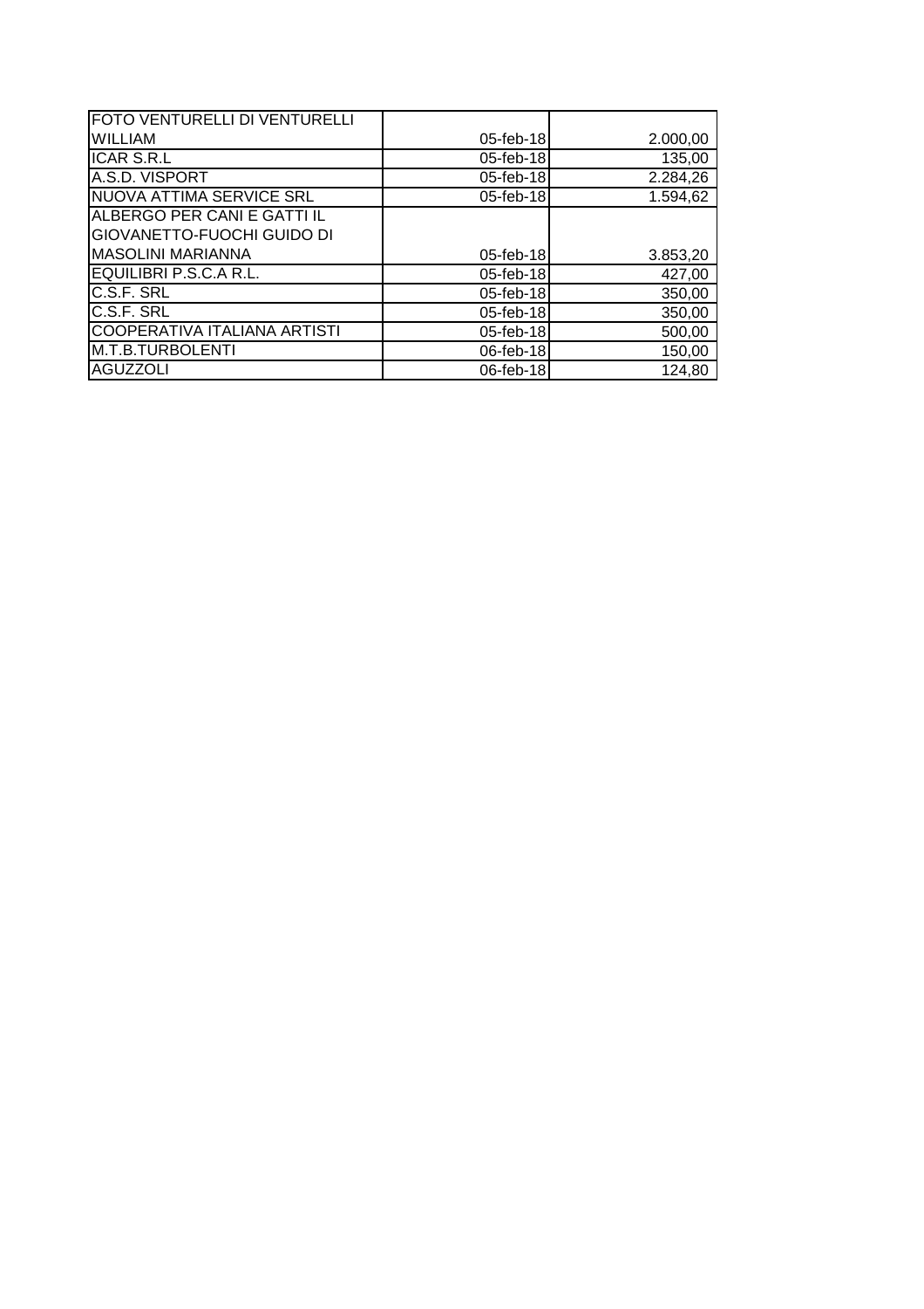| | | |
|---|---|---|
| FOTO VENTURELLI DI VENTURELLI WILLIAM | 05-feb-18 | 2.000,00 |
| ICAR S.R.L | 05-feb-18 | 135,00 |
| A.S.D. VISPORT | 05-feb-18 | 2.284,26 |
| NUOVA ATTIMA SERVICE SRL | 05-feb-18 | 1.594,62 |
| ALBERGO PER CANI E GATTI IL GIOVANETTO-FUOCHI GUIDO DI MASOLINI MARIANNA | 05-feb-18 | 3.853,20 |
| EQUILIBRI P.S.C.A R.L. | 05-feb-18 | 427,00 |
| C.S.F. SRL | 05-feb-18 | 350,00 |
| C.S.F. SRL | 05-feb-18 | 350,00 |
| COOPERATIVA ITALIANA ARTISTI | 05-feb-18 | 500,00 |
| M.T.B.TURBOLENTI | 06-feb-18 | 150,00 |
| AGUZZOLI | 06-feb-18 | 124,80 |